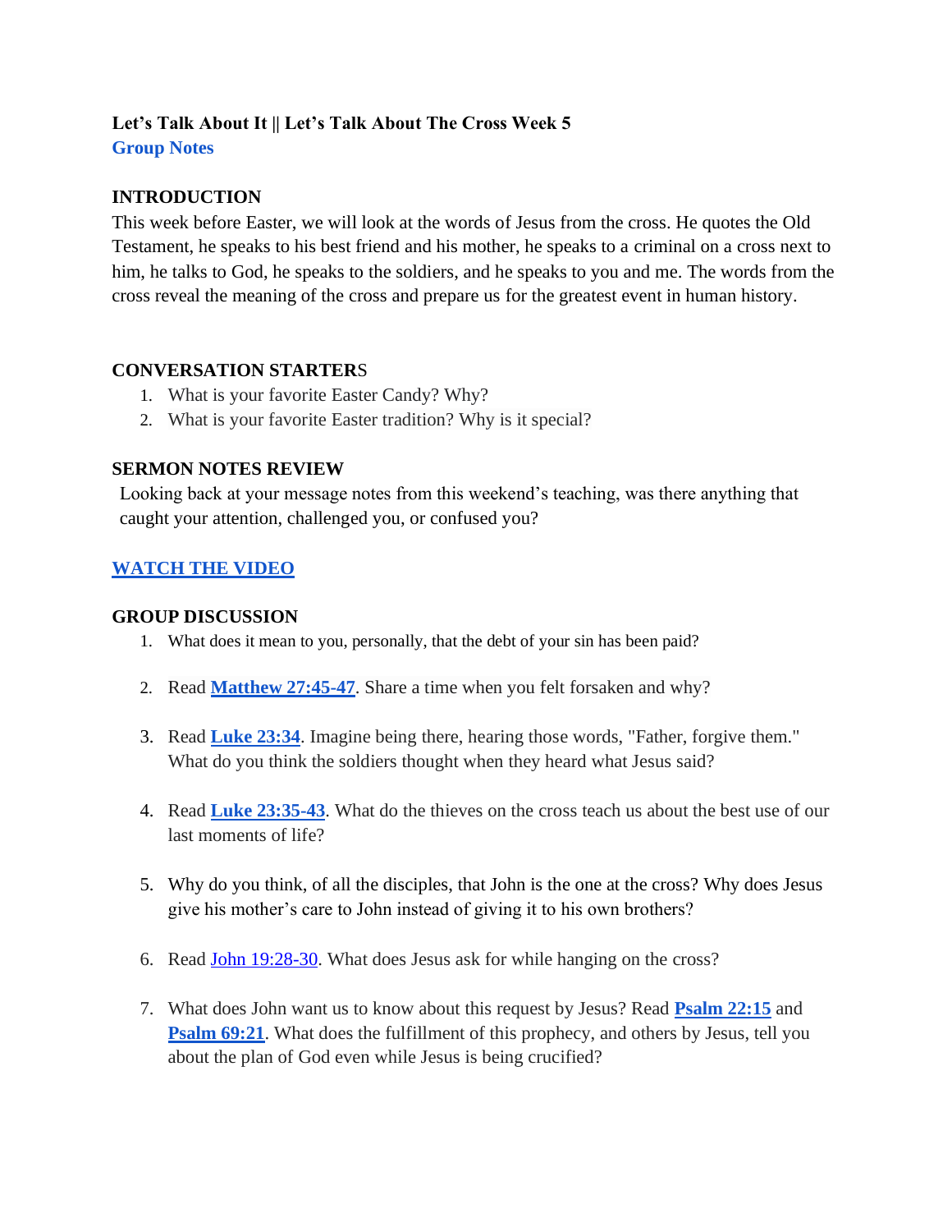**Let's Talk About It || Let's Talk About The Cross Week 5**
**Group Notes**

## INTRODUCTION

This week before Easter, we will look at the words of Jesus from the cross. He quotes the Old Testament, he speaks to his best friend and his mother, he speaks to a criminal on a cross next to him, he talks to God, he speaks to the soldiers, and he speaks to you and me. The words from the cross reveal the meaning of the cross and prepare us for the greatest event in human history.

## CONVERSATION STARTERS

1. What is your favorite Easter Candy? Why?
2. What is your favorite Easter tradition? Why is it special?

## SERMON NOTES REVIEW

Looking back at your message notes from this weekend's teaching, was there anything that caught your attention, challenged you, or confused you?

## WATCH THE VIDEO

## GROUP DISCUSSION

1. What does it mean to you, personally, that the debt of your sin has been paid?
2. Read **Matthew 27:45-47**. Share a time when you felt forsaken and why?
3. Read **Luke 23:34**. Imagine being there, hearing those words, "Father, forgive them." What do you think the soldiers thought when they heard what Jesus said?
4. Read **Luke 23:35-43**. What do the thieves on the cross teach us about the best use of our last moments of life?
5. Why do you think, of all the disciples, that John is the one at the cross? Why does Jesus give his mother's care to John instead of giving it to his own brothers?
6. Read John 19:28-30. What does Jesus ask for while hanging on the cross?
7. What does John want us to know about this request by Jesus? Read **Psalm 22:15** and **Psalm 69:21**. What does the fulfillment of this prophecy, and others by Jesus, tell you about the plan of God even while Jesus is being crucified?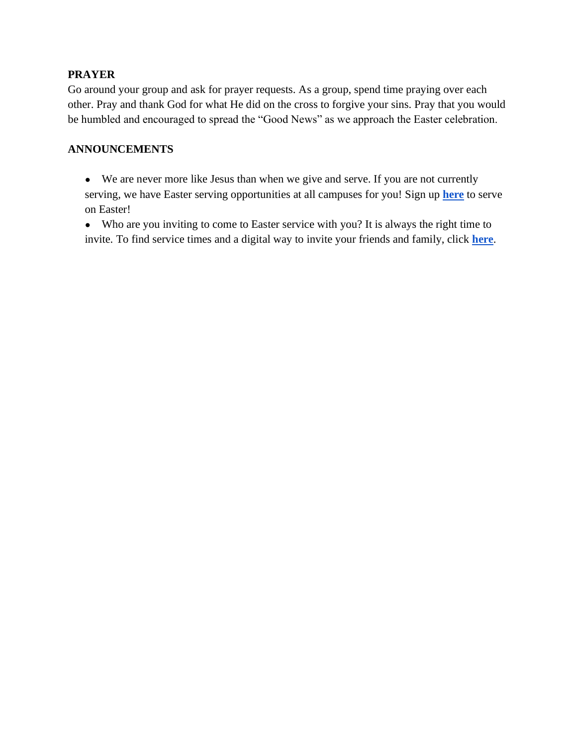**PRAYER**

Go around your group and ask for prayer requests. As a group, spend time praying over each other. Pray and thank God for what He did on the cross to forgive your sins. Pray that you would be humbled and encouraged to spread the "Good News" as we approach the Easter celebration.

**ANNOUNCEMENTS**

- We are never more like Jesus than when we give and serve. If you are not currently serving, we have Easter serving opportunities at all campuses for you! Sign up **here** to serve on Easter!
- Who are you inviting to come to Easter service with you? It is always the right time to invite. To find service times and a digital way to invite your friends and family, click **here**.